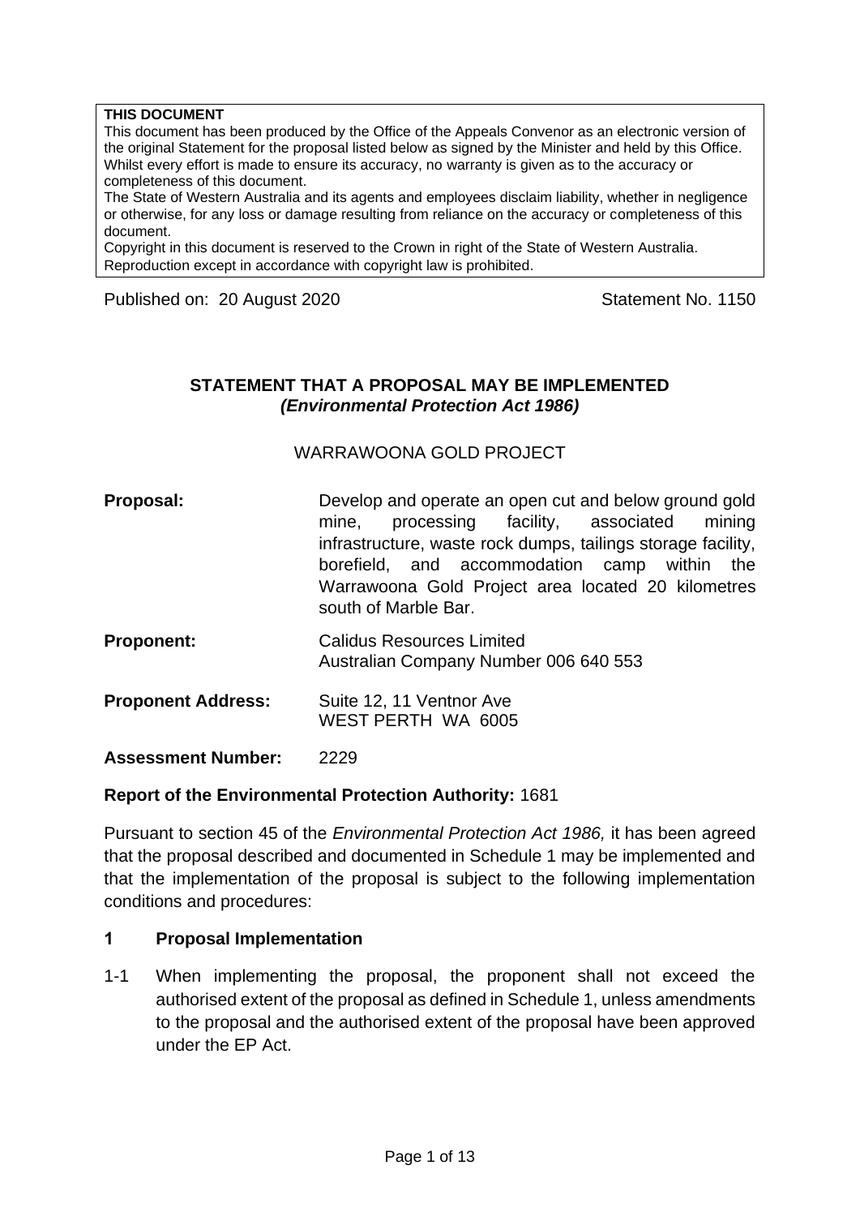**THIS DOCUMENT**

This document has been produced by the Office of the Appeals Convenor as an electronic version of the original Statement for the proposal listed below as signed by the Minister and held by this Office. Whilst every effort is made to ensure its accuracy, no warranty is given as to the accuracy or completeness of this document.

The State of Western Australia and its agents and employees disclaim liability, whether in negligence or otherwise, for any loss or damage resulting from reliance on the accuracy or completeness of this document.

Copyright in this document is reserved to the Crown in right of the State of Western Australia. Reproduction except in accordance with copyright law is prohibited.

Published on: 20 August 2020 | Statement No. 1150

# STATEMENT THAT A PROPOSAL MAY BE IMPLEMENTED
## *(Environmental Protection Act 1986)*

WARRAWOONA GOLD PROJECT

**Proposal:** Develop and operate an open cut and below ground gold mine, processing facility, associated mining infrastructure, waste rock dumps, tailings storage facility, borefield, and accommodation camp within the Warrawoona Gold Project area located 20 kilometres south of Marble Bar.

**Proponent:** Calidus Resources Limited
Australian Company Number 006 640 553

**Proponent Address:** Suite 12, 11 Ventnor Ave
WEST PERTH WA 6005

**Assessment Number:** 2229

**Report of the Environmental Protection Authority:** 1681

Pursuant to section 45 of the *Environmental Protection Act 1986,* it has been agreed that the proposal described and documented in Schedule 1 may be implemented and that the implementation of the proposal is subject to the following implementation conditions and procedures:

## 1 Proposal Implementation

1-1 When implementing the proposal, the proponent shall not exceed the authorised extent of the proposal as defined in Schedule 1, unless amendments to the proposal and the authorised extent of the proposal have been approved under the EP Act.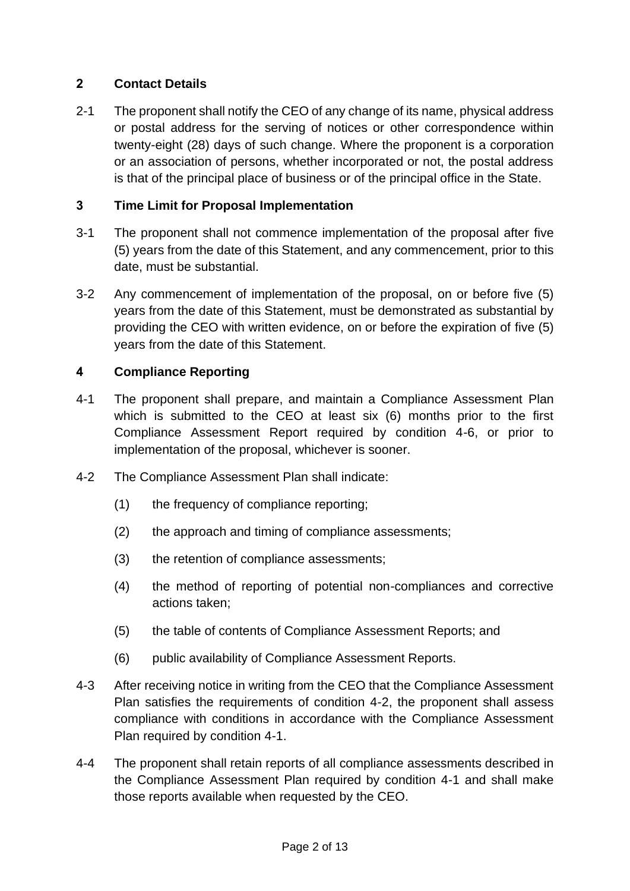## 2 Contact Details

2-1 The proponent shall notify the CEO of any change of its name, physical address or postal address for the serving of notices or other correspondence within twenty-eight (28) days of such change. Where the proponent is a corporation or an association of persons, whether incorporated or not, the postal address is that of the principal place of business or of the principal office in the State.

## 3 Time Limit for Proposal Implementation

3-1 The proponent shall not commence implementation of the proposal after five (5) years from the date of this Statement, and any commencement, prior to this date, must be substantial.

3-2 Any commencement of implementation of the proposal, on or before five (5) years from the date of this Statement, must be demonstrated as substantial by providing the CEO with written evidence, on or before the expiration of five (5) years from the date of this Statement.

## 4 Compliance Reporting

4-1 The proponent shall prepare, and maintain a Compliance Assessment Plan which is submitted to the CEO at least six (6) months prior to the first Compliance Assessment Report required by condition 4-6, or prior to implementation of the proposal, whichever is sooner.

4-2 The Compliance Assessment Plan shall indicate:

(1) the frequency of compliance reporting;

(2) the approach and timing of compliance assessments;

(3) the retention of compliance assessments;

(4) the method of reporting of potential non-compliances and corrective actions taken;

(5) the table of contents of Compliance Assessment Reports; and

(6) public availability of Compliance Assessment Reports.

4-3 After receiving notice in writing from the CEO that the Compliance Assessment Plan satisfies the requirements of condition 4-2, the proponent shall assess compliance with conditions in accordance with the Compliance Assessment Plan required by condition 4-1.

4-4 The proponent shall retain reports of all compliance assessments described in the Compliance Assessment Plan required by condition 4-1 and shall make those reports available when requested by the CEO.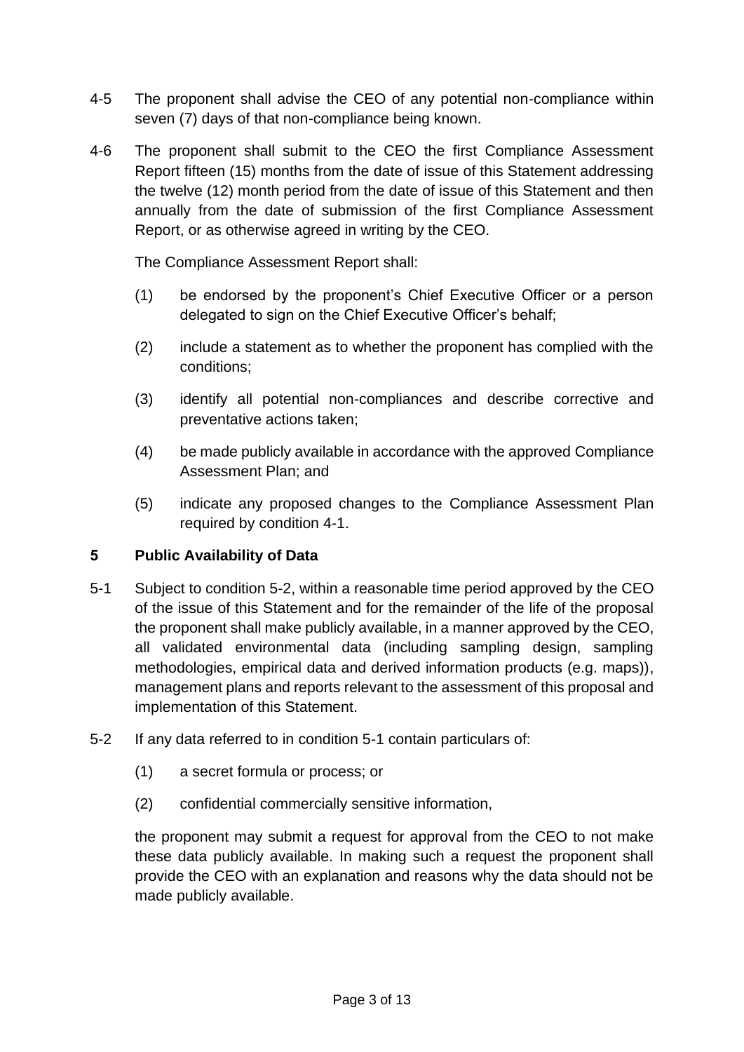4-5 The proponent shall advise the CEO of any potential non-compliance within seven (7) days of that non-compliance being known.

4-6 The proponent shall submit to the CEO the first Compliance Assessment Report fifteen (15) months from the date of issue of this Statement addressing the twelve (12) month period from the date of issue of this Statement and then annually from the date of submission of the first Compliance Assessment Report, or as otherwise agreed in writing by the CEO.

The Compliance Assessment Report shall:

(1) be endorsed by the proponent's Chief Executive Officer or a person delegated to sign on the Chief Executive Officer's behalf;

(2) include a statement as to whether the proponent has complied with the conditions;

(3) identify all potential non-compliances and describe corrective and preventative actions taken;

(4) be made publicly available in accordance with the approved Compliance Assessment Plan; and

(5) indicate any proposed changes to the Compliance Assessment Plan required by condition 4-1.

## 5 Public Availability of Data

5-1 Subject to condition 5-2, within a reasonable time period approved by the CEO of the issue of this Statement and for the remainder of the life of the proposal the proponent shall make publicly available, in a manner approved by the CEO, all validated environmental data (including sampling design, sampling methodologies, empirical data and derived information products (e.g. maps)), management plans and reports relevant to the assessment of this proposal and implementation of this Statement.

5-2 If any data referred to in condition 5-1 contain particulars of:

(1) a secret formula or process; or

(2) confidential commercially sensitive information,

the proponent may submit a request for approval from the CEO to not make these data publicly available. In making such a request the proponent shall provide the CEO with an explanation and reasons why the data should not be made publicly available.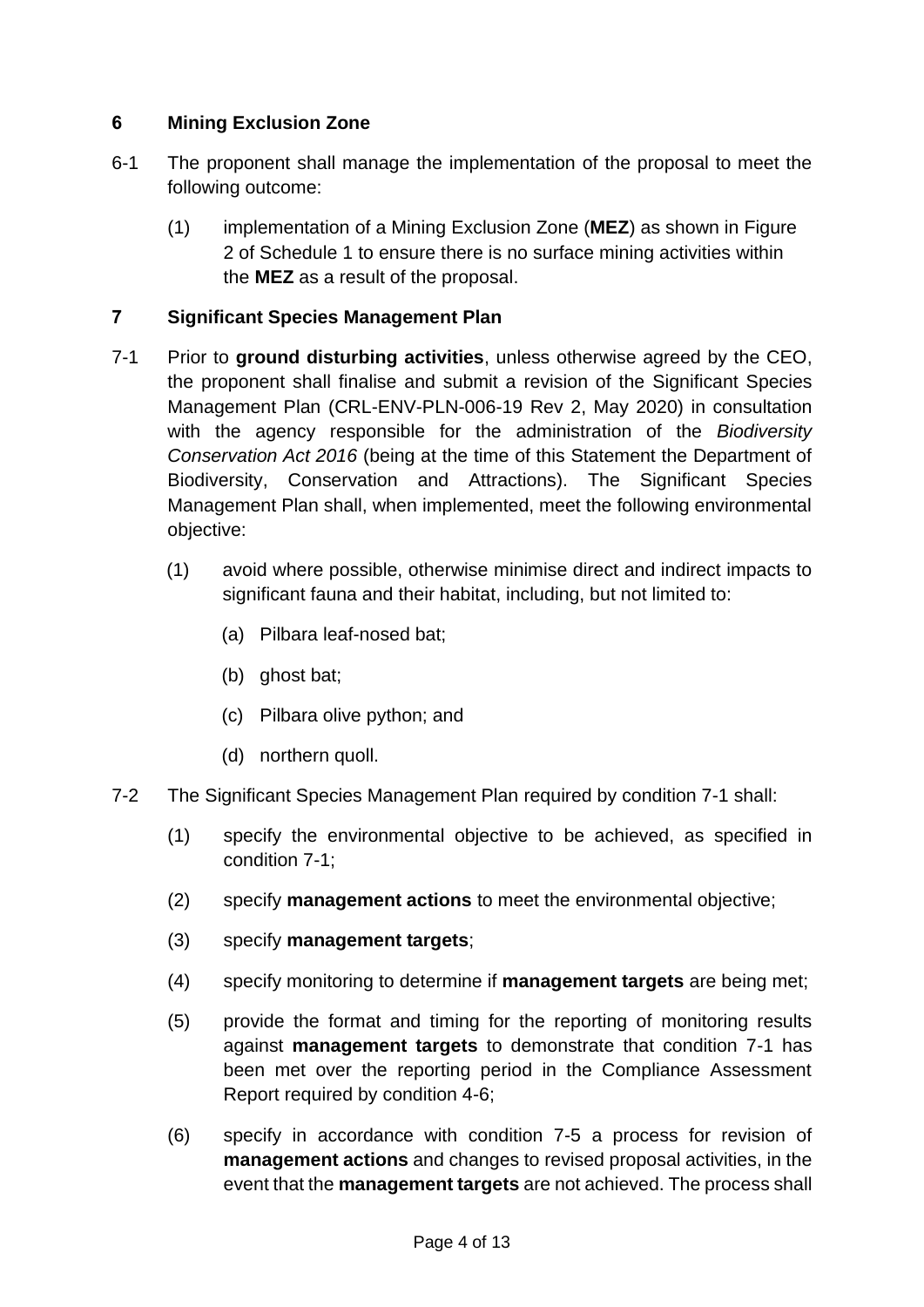## 6 Mining Exclusion Zone

6-1 The proponent shall manage the implementation of the proposal to meet the following outcome:

(1) implementation of a Mining Exclusion Zone (**MEZ**) as shown in Figure 2 of Schedule 1 to ensure there is no surface mining activities within the **MEZ** as a result of the proposal.

## 7 Significant Species Management Plan

7-1 Prior to **ground disturbing activities**, unless otherwise agreed by the CEO, the proponent shall finalise and submit a revision of the Significant Species Management Plan (CRL-ENV-PLN-006-19 Rev 2, May 2020) in consultation with the agency responsible for the administration of the *Biodiversity Conservation Act 2016* (being at the time of this Statement the Department of Biodiversity, Conservation and Attractions). The Significant Species Management Plan shall, when implemented, meet the following environmental objective:

(1) avoid where possible, otherwise minimise direct and indirect impacts to significant fauna and their habitat, including, but not limited to:

(a) Pilbara leaf-nosed bat;

(b) ghost bat;

(c) Pilbara olive python; and

(d) northern quoll.

7-2 The Significant Species Management Plan required by condition 7-1 shall:

(1) specify the environmental objective to be achieved, as specified in condition 7-1;

(2) specify **management actions** to meet the environmental objective;

(3) specify **management targets**;

(4) specify monitoring to determine if **management targets** are being met;

(5) provide the format and timing for the reporting of monitoring results against **management targets** to demonstrate that condition 7-1 has been met over the reporting period in the Compliance Assessment Report required by condition 4-6;

(6) specify in accordance with condition 7-5 a process for revision of **management actions** and changes to revised proposal activities, in the event that the **management targets** are not achieved. The process shall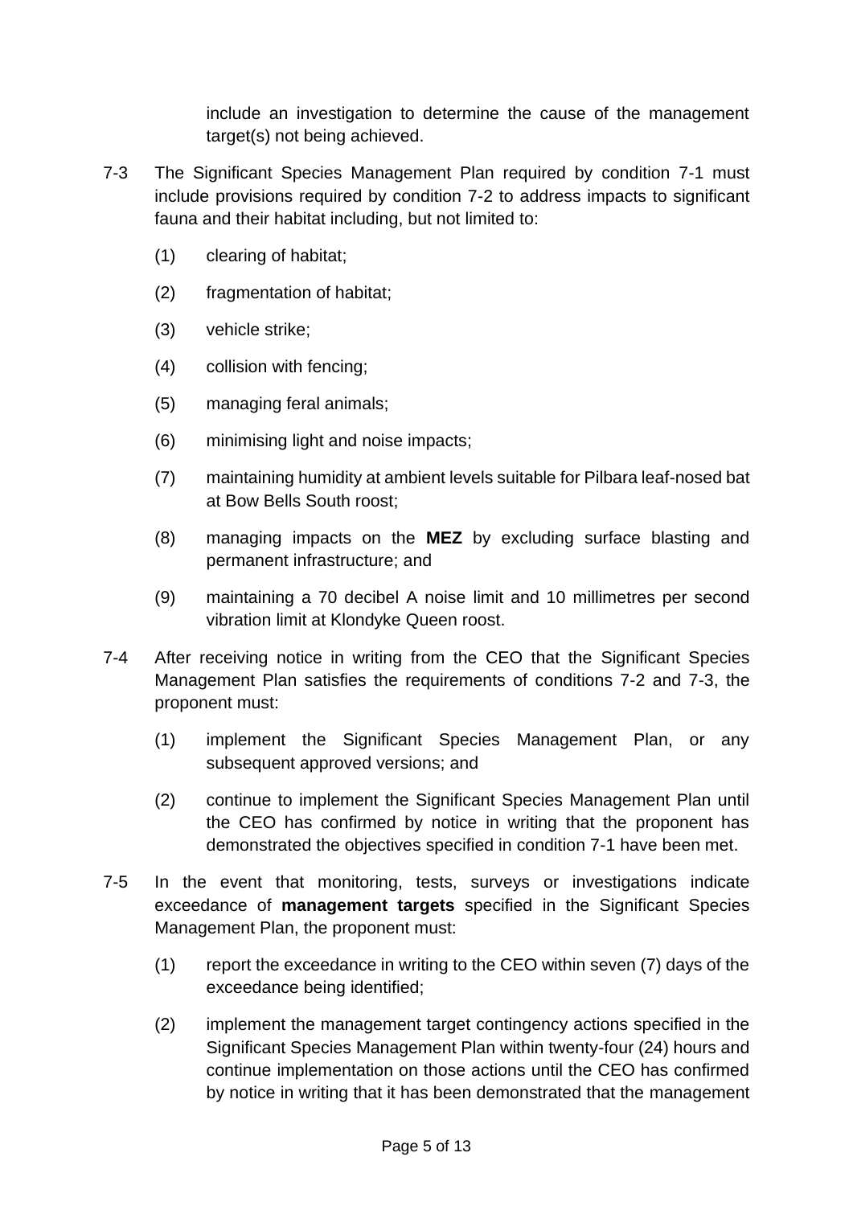include an investigation to determine the cause of the management target(s) not being achieved.

7-3 The Significant Species Management Plan required by condition 7-1 must include provisions required by condition 7-2 to address impacts to significant fauna and their habitat including, but not limited to:

(1) clearing of habitat;

(2) fragmentation of habitat;

(3) vehicle strike;

(4) collision with fencing;

(5) managing feral animals;

(6) minimising light and noise impacts;

(7) maintaining humidity at ambient levels suitable for Pilbara leaf-nosed bat at Bow Bells South roost;

(8) managing impacts on the **MEZ** by excluding surface blasting and permanent infrastructure; and

(9) maintaining a 70 decibel A noise limit and 10 millimetres per second vibration limit at Klondyke Queen roost.

7-4 After receiving notice in writing from the CEO that the Significant Species Management Plan satisfies the requirements of conditions 7-2 and 7-3, the proponent must:

(1) implement the Significant Species Management Plan, or any subsequent approved versions; and

(2) continue to implement the Significant Species Management Plan until the CEO has confirmed by notice in writing that the proponent has demonstrated the objectives specified in condition 7-1 have been met.

7-5 In the event that monitoring, tests, surveys or investigations indicate exceedance of **management targets** specified in the Significant Species Management Plan, the proponent must:

(1) report the exceedance in writing to the CEO within seven (7) days of the exceedance being identified;

(2) implement the management target contingency actions specified in the Significant Species Management Plan within twenty-four (24) hours and continue implementation on those actions until the CEO has confirmed by notice in writing that it has been demonstrated that the management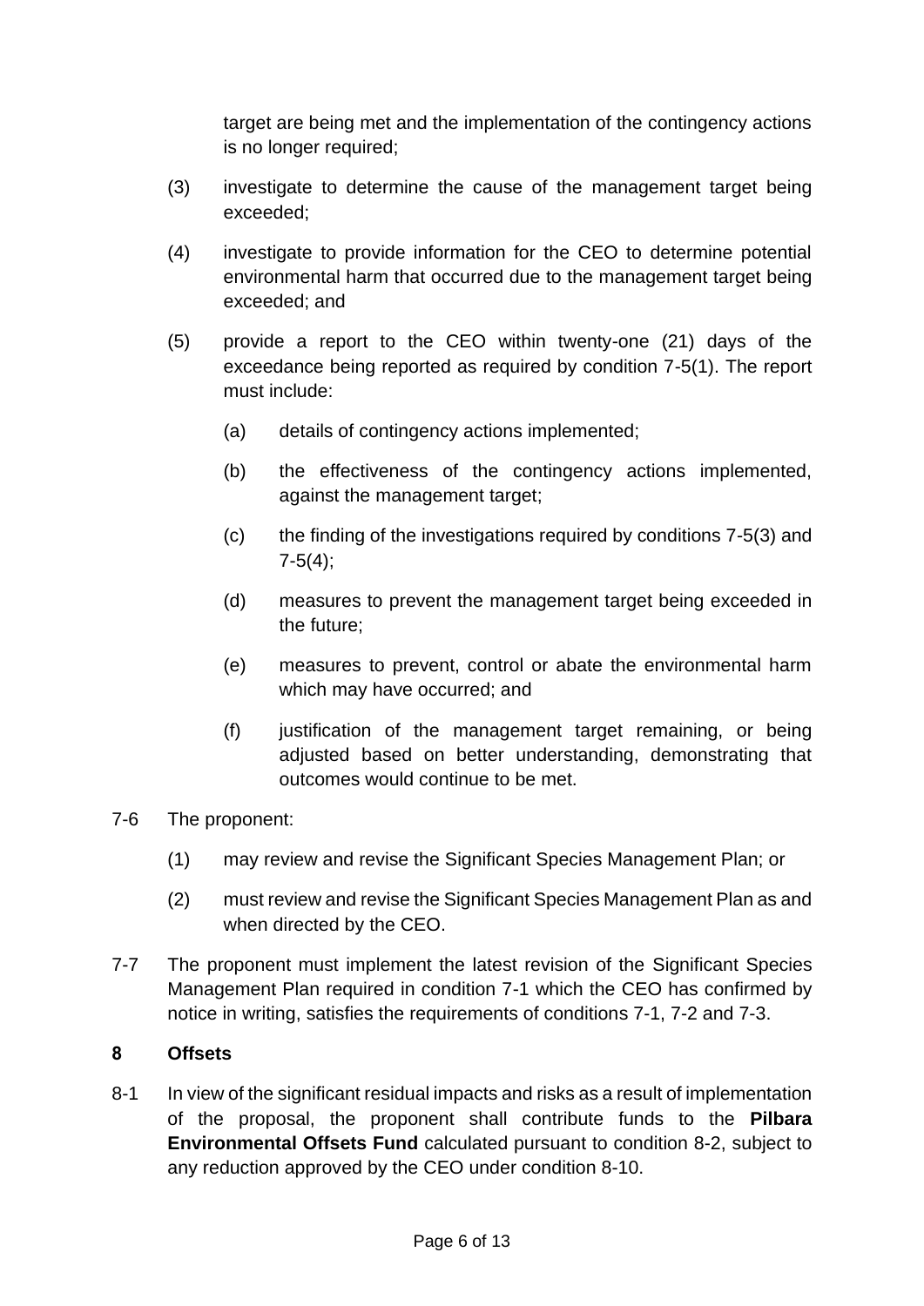target are being met and the implementation of the contingency actions is no longer required;

(3) investigate to determine the cause of the management target being exceeded;

(4) investigate to provide information for the CEO to determine potential environmental harm that occurred due to the management target being exceeded; and

(5) provide a report to the CEO within twenty-one (21) days of the exceedance being reported as required by condition 7-5(1). The report must include:

    (a) details of contingency actions implemented;

    (b) the effectiveness of the contingency actions implemented, against the management target;

    (c) the finding of the investigations required by conditions 7-5(3) and 7-5(4);

    (d) measures to prevent the management target being exceeded in the future;

    (e) measures to prevent, control or abate the environmental harm which may have occurred; and

    (f) justification of the management target remaining, or being adjusted based on better understanding, demonstrating that outcomes would continue to be met.

7-6 The proponent:

(1) may review and revise the Significant Species Management Plan; or

(2) must review and revise the Significant Species Management Plan as and when directed by the CEO.

7-7 The proponent must implement the latest revision of the Significant Species Management Plan required in condition 7-1 which the CEO has confirmed by notice in writing, satisfies the requirements of conditions 7-1, 7-2 and 7-3.

## 8 Offsets

8-1 In view of the significant residual impacts and risks as a result of implementation of the proposal, the proponent shall contribute funds to the **Pilbara Environmental Offsets Fund** calculated pursuant to condition 8-2, subject to any reduction approved by the CEO under condition 8-10.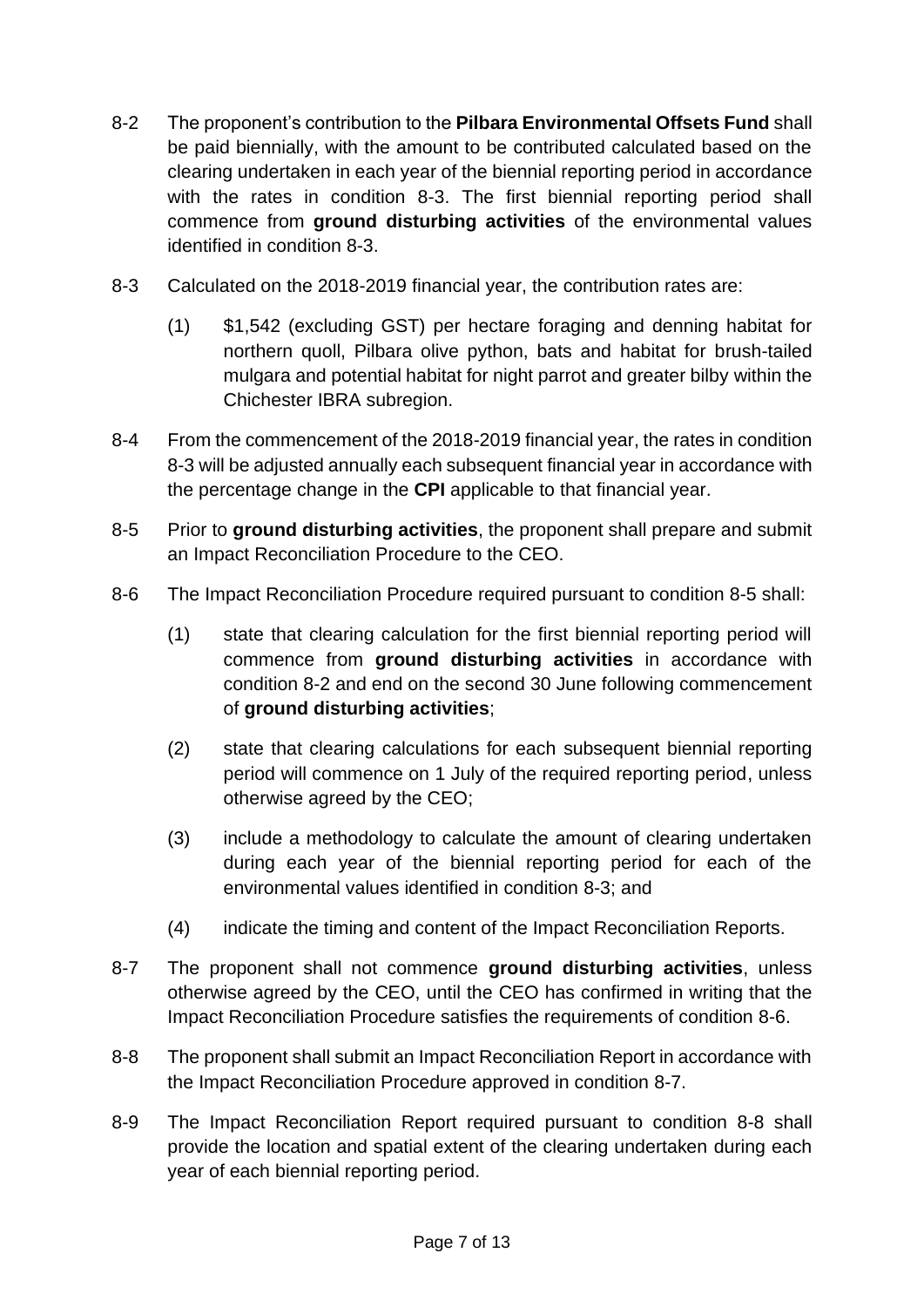8-2 The proponent's contribution to the **Pilbara Environmental Offsets Fund** shall be paid biennially, with the amount to be contributed calculated based on the clearing undertaken in each year of the biennial reporting period in accordance with the rates in condition 8-3. The first biennial reporting period shall commence from **ground disturbing activities** of the environmental values identified in condition 8-3.

8-3 Calculated on the 2018-2019 financial year, the contribution rates are:

(1) $1,542 (excluding GST) per hectare foraging and denning habitat for northern quoll, Pilbara olive python, bats and habitat for brush-tailed mulgara and potential habitat for night parrot and greater bilby within the Chichester IBRA subregion.

8-4 From the commencement of the 2018-2019 financial year, the rates in condition 8-3 will be adjusted annually each subsequent financial year in accordance with the percentage change in the **CPI** applicable to that financial year.

8-5 Prior to **ground disturbing activities**, the proponent shall prepare and submit an Impact Reconciliation Procedure to the CEO.

8-6 The Impact Reconciliation Procedure required pursuant to condition 8-5 shall:

(1) state that clearing calculation for the first biennial reporting period will commence from **ground disturbing activities** in accordance with condition 8-2 and end on the second 30 June following commencement of **ground disturbing activities**;

(2) state that clearing calculations for each subsequent biennial reporting period will commence on 1 July of the required reporting period, unless otherwise agreed by the CEO;

(3) include a methodology to calculate the amount of clearing undertaken during each year of the biennial reporting period for each of the environmental values identified in condition 8-3; and

(4) indicate the timing and content of the Impact Reconciliation Reports.

8-7 The proponent shall not commence **ground disturbing activities**, unless otherwise agreed by the CEO, until the CEO has confirmed in writing that the Impact Reconciliation Procedure satisfies the requirements of condition 8-6.

8-8 The proponent shall submit an Impact Reconciliation Report in accordance with the Impact Reconciliation Procedure approved in condition 8-7.

8-9 The Impact Reconciliation Report required pursuant to condition 8-8 shall provide the location and spatial extent of the clearing undertaken during each year of each biennial reporting period.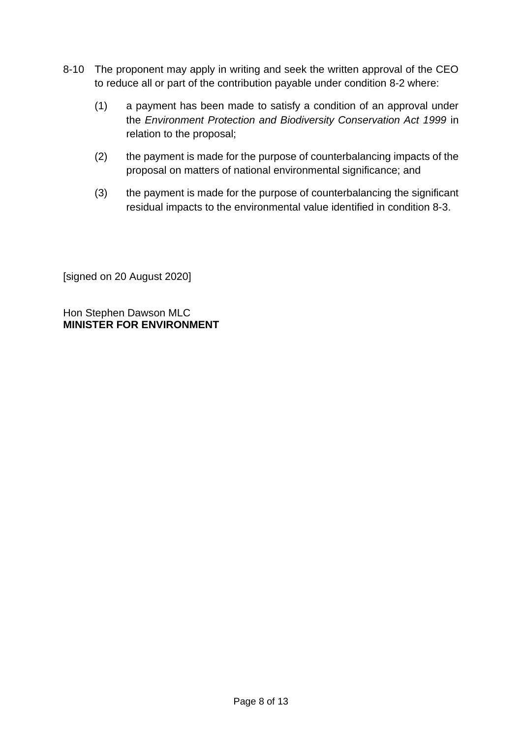8-10 The proponent may apply in writing and seek the written approval of the CEO to reduce all or part of the contribution payable under condition 8-2 where:

(1) a payment has been made to satisfy a condition of an approval under the *Environment Protection and Biodiversity Conservation Act 1999* in relation to the proposal;

(2) the payment is made for the purpose of counterbalancing impacts of the proposal on matters of national environmental significance; and

(3) the payment is made for the purpose of counterbalancing the significant residual impacts to the environmental value identified in condition 8-3.

[signed on 20 August 2020]

Hon Stephen Dawson MLC
**MINISTER FOR ENVIRONMENT**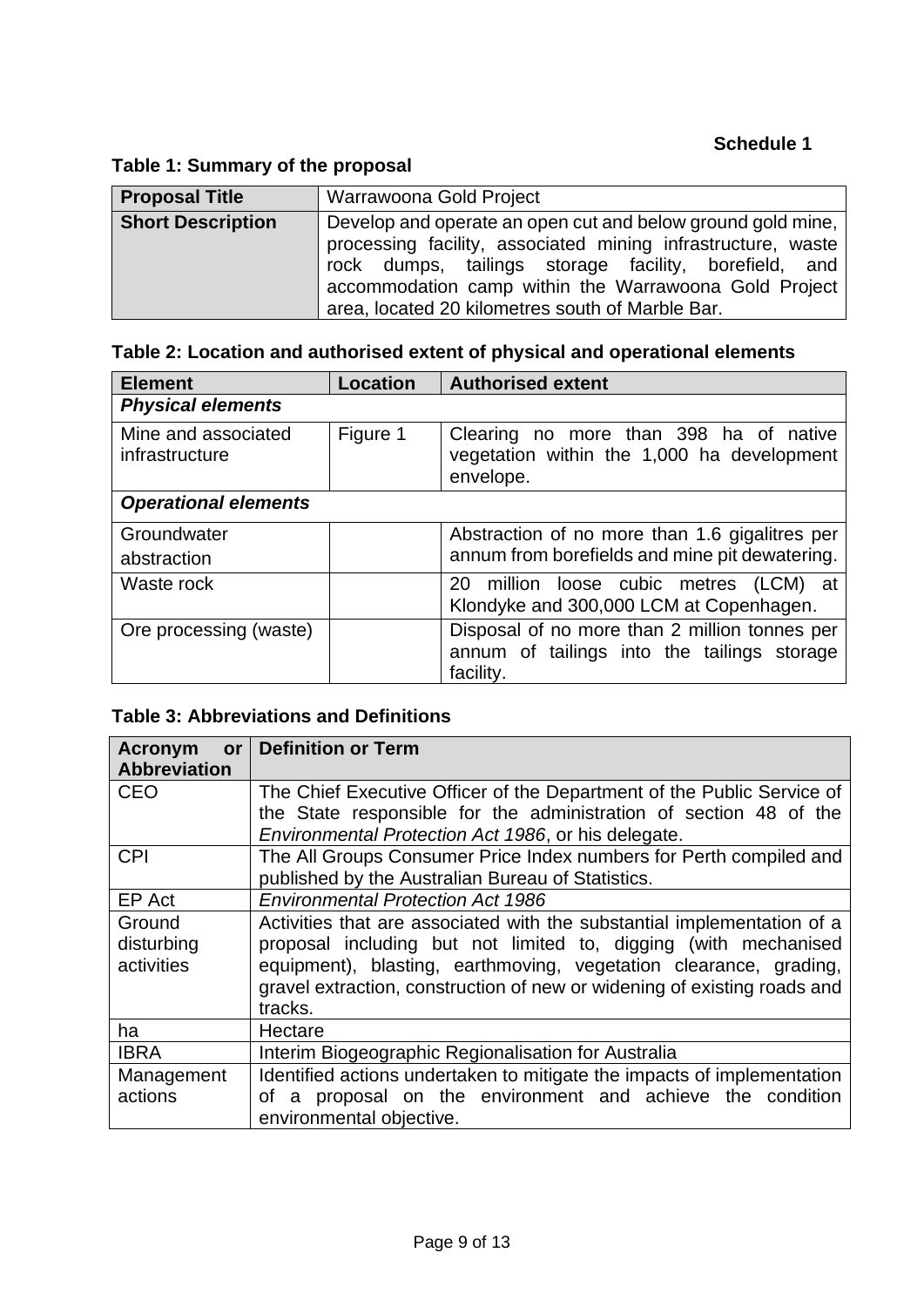**Schedule 1**

**Table 1: Summary of the proposal**

| **Proposal Title** | Warrawoona Gold Project |
|---|---|
| **Short Description** | Develop and operate an open cut and below ground gold mine, processing facility, associated mining infrastructure, waste rock dumps, tailings storage facility, borefield, and accommodation camp within the Warrawoona Gold Project area, located 20 kilometres south of Marble Bar. |

**Table 2: Location and authorised extent of physical and operational elements**

| **Element** | **Location** | **Authorised extent** |
|---|---|---|
| ***Physical elements*** | | |
| Mine and associated infrastructure | Figure 1 | Clearing no more than 398 ha of native vegetation within the 1,000 ha development envelope. |
| ***Operational elements*** | | |
| Groundwater abstraction | | Abstraction of no more than 1.6 gigalitres per annum from borefields and mine pit dewatering. |
| Waste rock | | 20 million loose cubic metres (LCM) at Klondyke and 300,000 LCM at Copenhagen. |
| Ore processing (waste) | | Disposal of no more than 2 million tonnes per annum of tailings into the tailings storage facility. |

**Table 3: Abbreviations and Definitions**

| **Acronym or Abbreviation** | **Definition or Term** |
|---|---|
| CEO | The Chief Executive Officer of the Department of the Public Service of the State responsible for the administration of section 48 of the *Environmental Protection Act 1986*, or his delegate. |
| CPI | The All Groups Consumer Price Index numbers for Perth compiled and published by the Australian Bureau of Statistics. |
| EP Act | *Environmental Protection Act 1986* |
| Ground disturbing activities | Activities that are associated with the substantial implementation of a proposal including but not limited to, digging (with mechanised equipment), blasting, earthmoving, vegetation clearance, grading, gravel extraction, construction of new or widening of existing roads and tracks. |
| ha | Hectare |
| IBRA | Interim Biogeographic Regionalisation for Australia |
| Management actions | Identified actions undertaken to mitigate the impacts of implementation of a proposal on the environment and achieve the condition environmental objective. |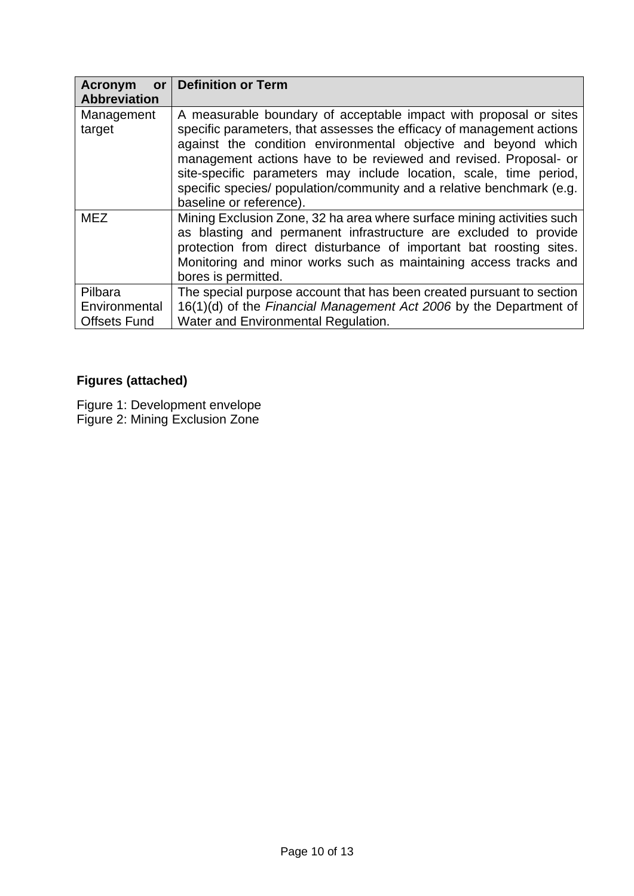| Acronym or Abbreviation | Definition or Term |
|---|---|
| Management target | A measurable boundary of acceptable impact with proposal or sites specific parameters, that assesses the efficacy of management actions against the condition environmental objective and beyond which management actions have to be reviewed and revised. Proposal- or site-specific parameters may include location, scale, time period, specific species/ population/community and a relative benchmark (e.g. baseline or reference). |
| MEZ | Mining Exclusion Zone, 32 ha area where surface mining activities such as blasting and permanent infrastructure are excluded to provide protection from direct disturbance of important bat roosting sites. Monitoring and minor works such as maintaining access tracks and bores is permitted. |
| Pilbara Environmental Offsets Fund | The special purpose account that has been created pursuant to section 16(1)(d) of the *Financial Management Act 2006* by the Department of Water and Environmental Regulation. |

**Figures (attached)**

Figure 1: Development envelope
Figure 2: Mining Exclusion Zone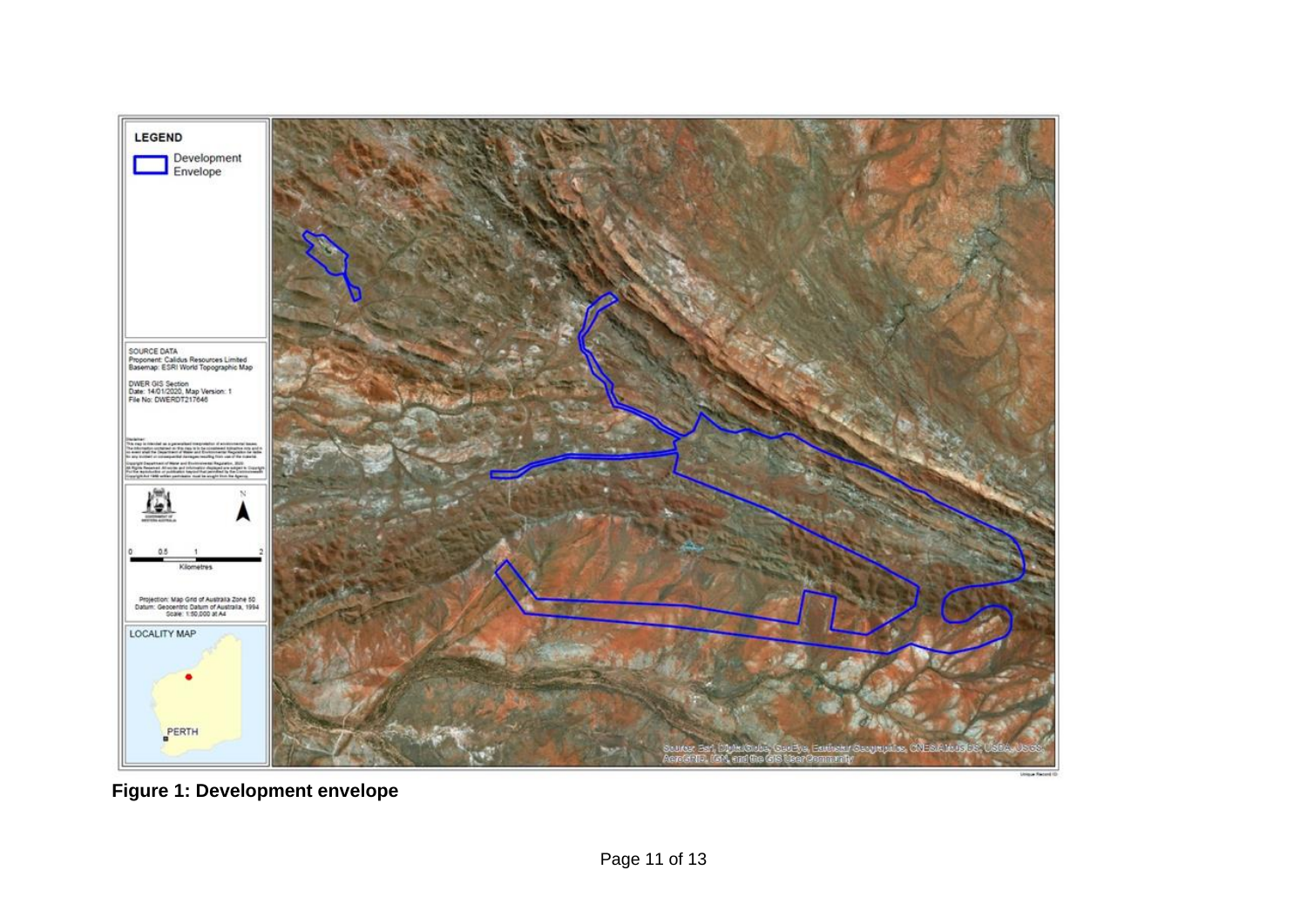**Figure 1: Development envelope**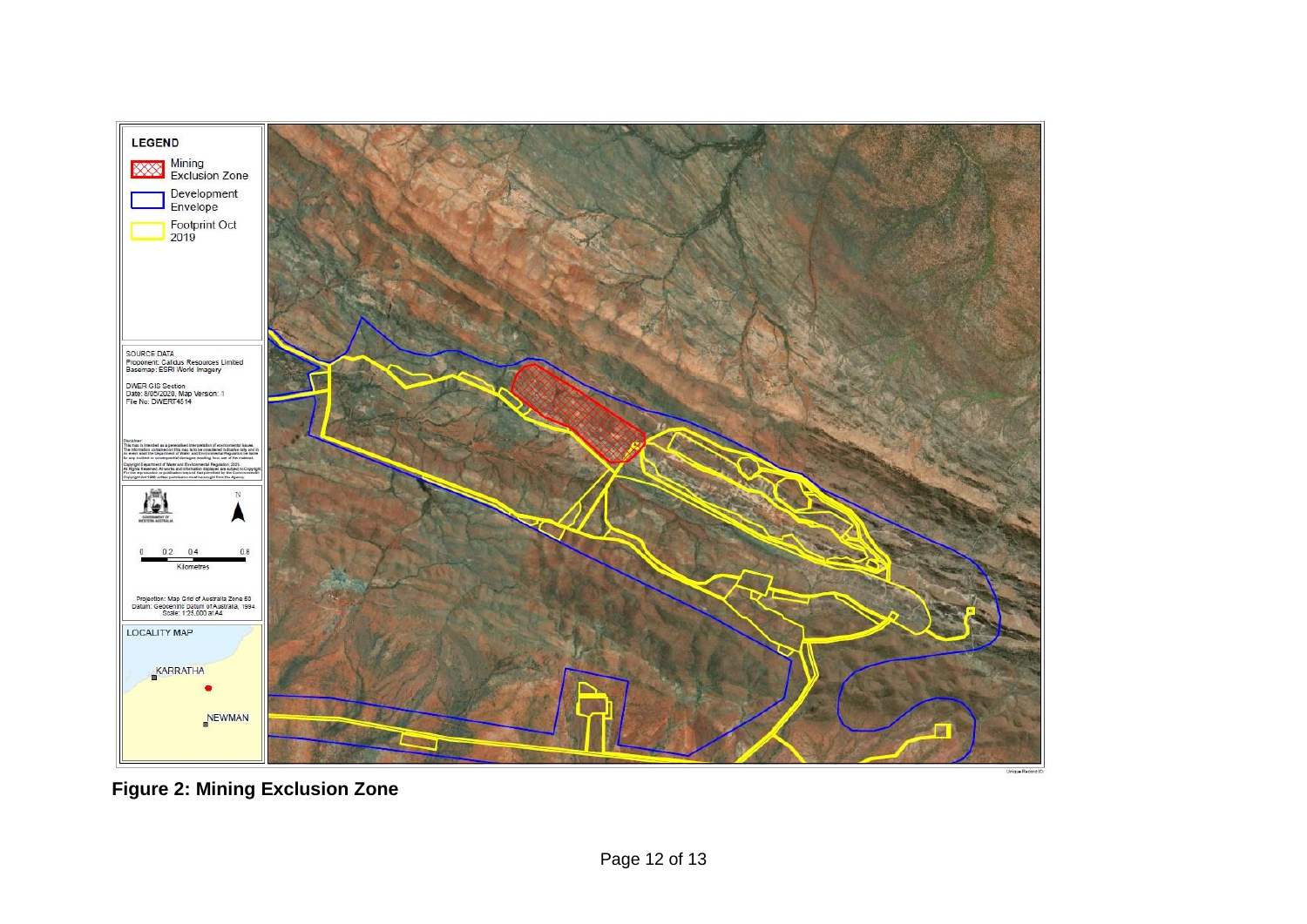**LEGEND**

- Mining Exclusion Zone
- Development Envelope
- Footprint Oct 2019

SOURCE DATA
Proponent: Calidus Resources Limited
Basemap: ESRI World Imagery

DWER GIS Section
Date: 8/05/2020, Map Version: 1
File No: DWERT4514

0 0.2 0.4 0.8
Kilometres

Projection: Map Grid of Australia Zone 50
Datum: Geocentric Datum of Australia, 1994
Scale: 1:25,000 at A4

LOCALITY MAP

KARRATHA

NEWMAN

**Figure 2: Mining Exclusion Zone**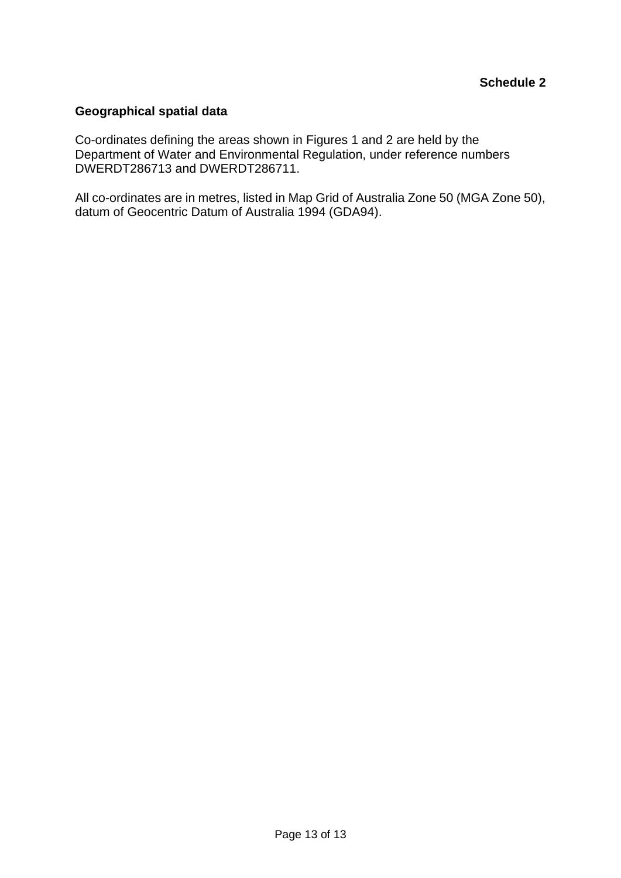**Schedule 2**

## Geographical spatial data

Co-ordinates defining the areas shown in Figures 1 and 2 are held by the Department of Water and Environmental Regulation, under reference numbers DWERDT286713 and DWERDT286711.

All co-ordinates are in metres, listed in Map Grid of Australia Zone 50 (MGA Zone 50), datum of Geocentric Datum of Australia 1994 (GDA94).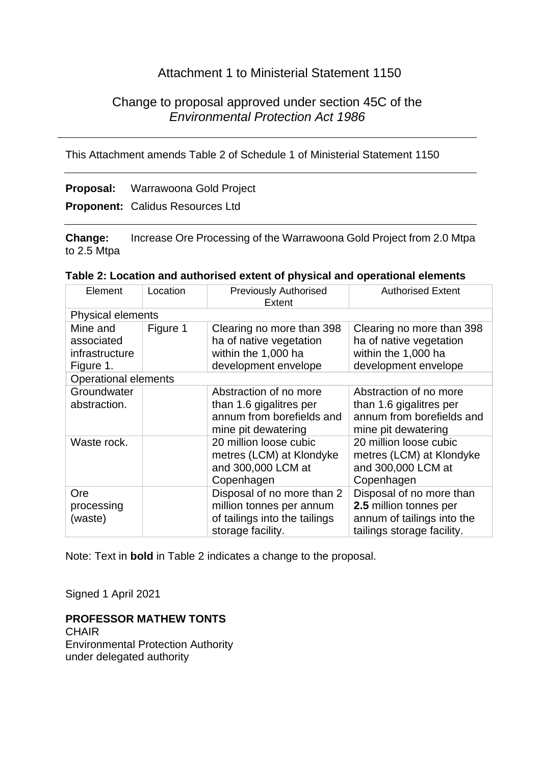# Attachment 1 to Ministerial Statement 1150

## Change to proposal approved under section 45C of the *Environmental Protection Act 1986*

---

This Attachment amends Table 2 of Schedule 1 of Ministerial Statement 1150

---

**Proposal:** Warrawoona Gold Project

**Proponent:** Calidus Resources Ltd

---

**Change:** Increase Ore Processing of the Warrawoona Gold Project from 2.0 Mtpa to 2.5 Mtpa

**Table 2: Location and authorised extent of physical and operational elements**

| Element | Location | Previously Authorised Extent | Authorised Extent |
| --- | --- | --- | --- |
| Physical elements | | | |
| Mine and associated infrastructure Figure 1. | Figure 1 | Clearing no more than 398 ha of native vegetation within the 1,000 ha development envelope | Clearing no more than 398 ha of native vegetation within the 1,000 ha development envelope |
| Operational elements | | | |
| Groundwater abstraction. | | Abstraction of no more than 1.6 gigalitres per annum from borefields and mine pit dewatering | Abstraction of no more than 1.6 gigalitres per annum from borefields and mine pit dewatering |
| Waste rock. | | 20 million loose cubic metres (LCM) at Klondyke and 300,000 LCM at Copenhagen | 20 million loose cubic metres (LCM) at Klondyke and 300,000 LCM at Copenhagen |
| Ore processing (waste) | | Disposal of no more than 2 million tonnes per annum of tailings into the tailings storage facility. | Disposal of no more than **2.5** million tonnes per annum of tailings into the tailings storage facility. |

Note: Text in **bold** in Table 2 indicates a change to the proposal.

Signed 1 April 2021

**PROFESSOR MATHEW TONTS**
CHAIR
Environmental Protection Authority
under delegated authority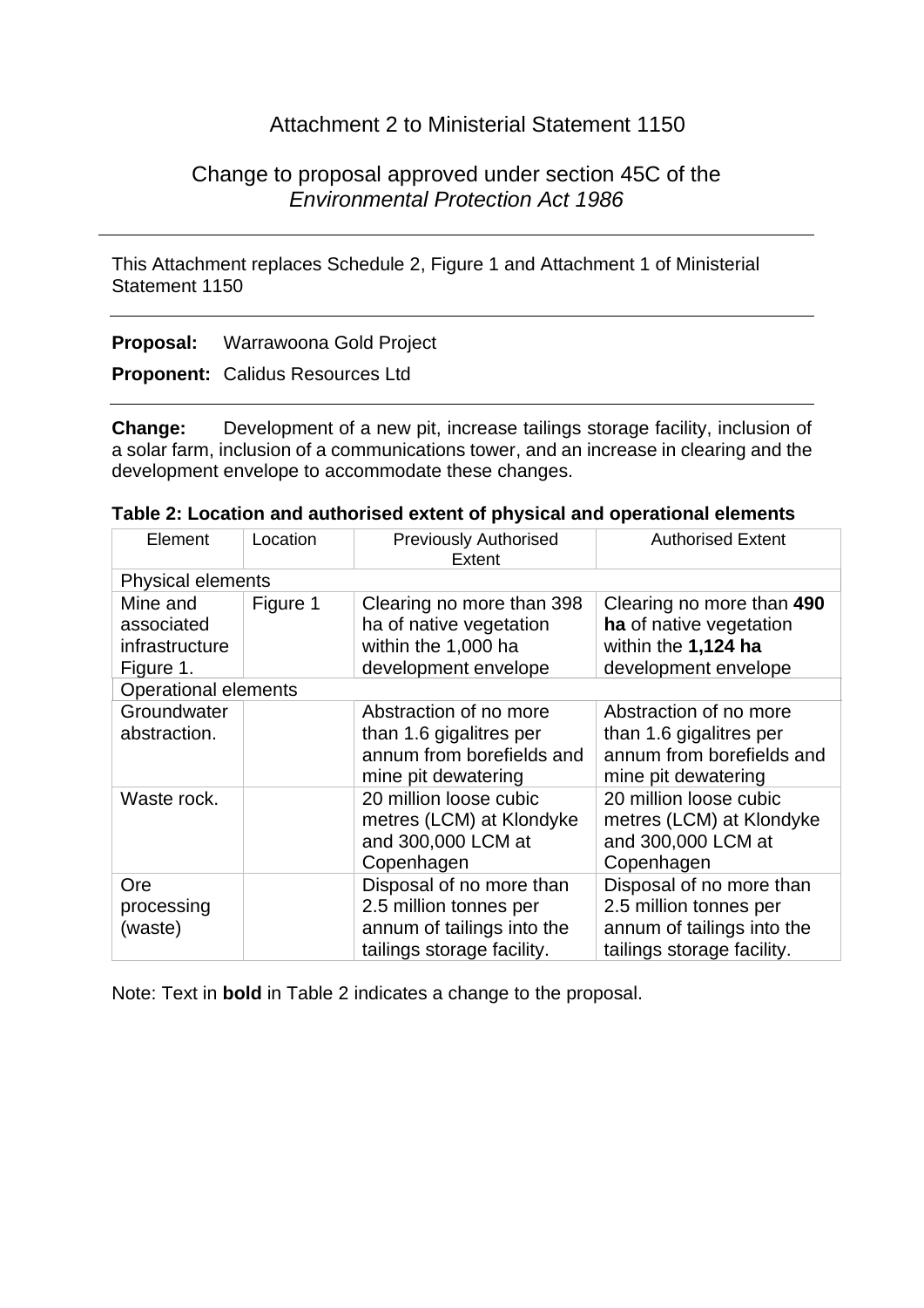Attachment 2 to Ministerial Statement 1150

Change to proposal approved under section 45C of the *Environmental Protection Act 1986*

---

This Attachment replaces Schedule 2, Figure 1 and Attachment 1 of Ministerial Statement 1150

---

**Proposal:** Warrawoona Gold Project

**Proponent:** Calidus Resources Ltd

---

**Change:** Development of a new pit, increase tailings storage facility, inclusion of a solar farm, inclusion of a communications tower, and an increase in clearing and the development envelope to accommodate these changes.

**Table 2: Location and authorised extent of physical and operational elements**

| Element | Location | Previously Authorised Extent | Authorised Extent |
|---|---|---|---|
| Physical elements | | | |
| Mine and associated infrastructure Figure 1. | Figure 1 | Clearing no more than 398 ha of native vegetation within the 1,000 ha development envelope | Clearing no more than **490 ha** of native vegetation within the **1,124 ha** development envelope |
| Operational elements | | | |
| Groundwater abstraction. | | Abstraction of no more than 1.6 gigalitres per annum from borefields and mine pit dewatering | Abstraction of no more than 1.6 gigalitres per annum from borefields and mine pit dewatering |
| Waste rock. | | 20 million loose cubic metres (LCM) at Klondyke and 300,000 LCM at Copenhagen | 20 million loose cubic metres (LCM) at Klondyke and 300,000 LCM at Copenhagen |
| Ore processing (waste) | | Disposal of no more than 2.5 million tonnes per annum of tailings into the tailings storage facility. | Disposal of no more than 2.5 million tonnes per annum of tailings into the tailings storage facility. |

Note: Text in **bold** in Table 2 indicates a change to the proposal.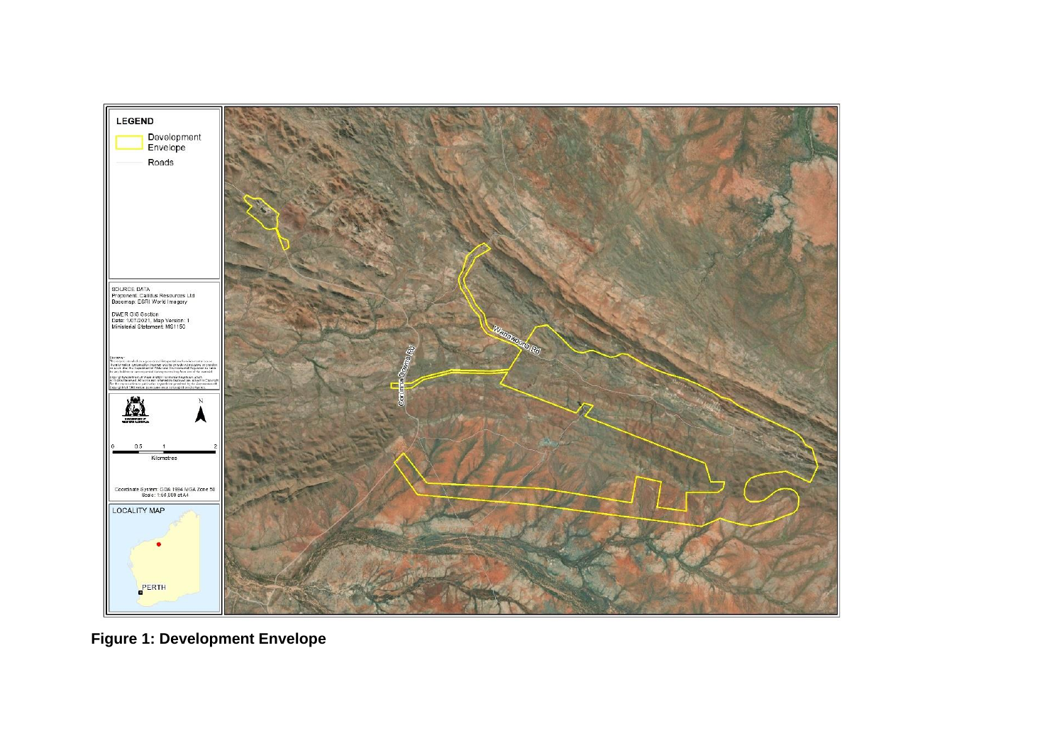**Figure 1: Development Envelope**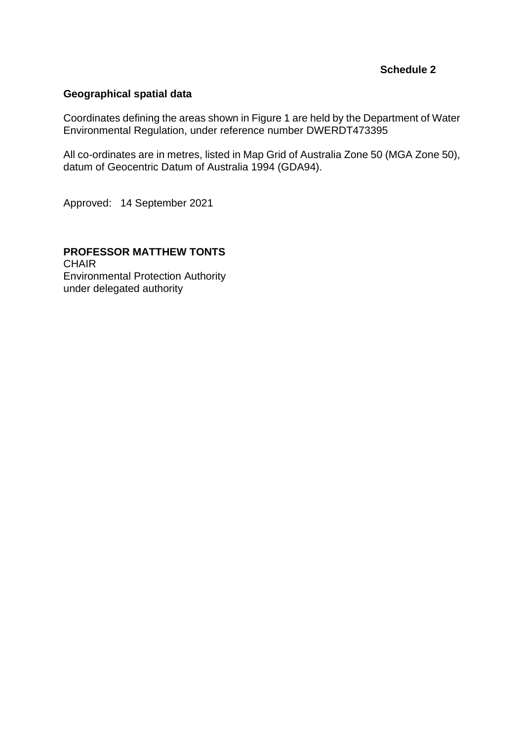**Schedule 2**

**Geographical spatial data**

Coordinates defining the areas shown in Figure 1 are held by the Department of Water Environmental Regulation, under reference number DWERDT473395

All co-ordinates are in metres, listed in Map Grid of Australia Zone 50 (MGA Zone 50), datum of Geocentric Datum of Australia 1994 (GDA94).

Approved: 14 September 2021

**PROFESSOR MATTHEW TONTS**
CHAIR
Environmental Protection Authority
under delegated authority